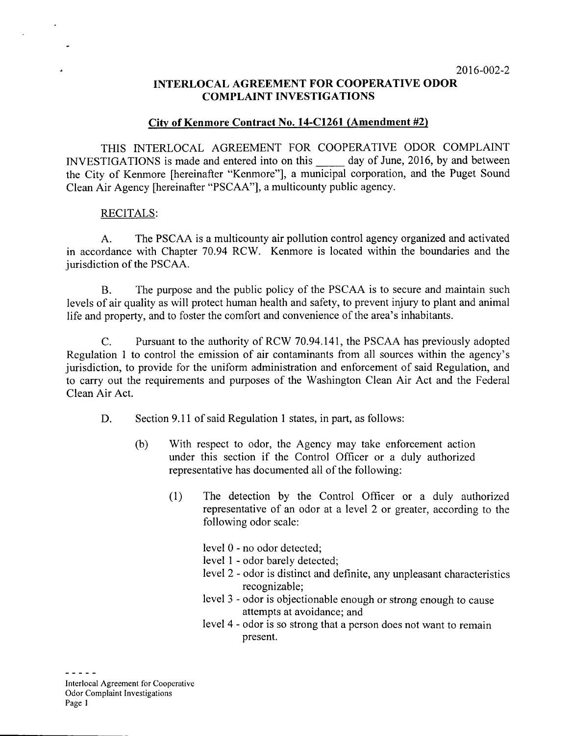2016-002-2

# INTERLOCAL AGREEMENT FOR COOPERATIVE ODOR COMPLAINT INVESTIGATIONS

## City of Kenmore Contract No. 14-C1261 (Amendment #2)

THIS INTERLOCAL AGREEMENT FOR COOPERATIVE ODOR COMPLAINT INVESTIGATIONS is made and entered into on this _____ day of June, 2016, by and between the City of Kenmore [hereinafter "Kenmore"], a municipal corporation, and the Puget Sound Clean Air Agency [hereinafter "PSCAA"], a multicounty public agency.

RECITALS:

A. The PSCAA is a multicounty air pollution control agency organized and activated in accordance with Chapter 70.94 RCW. Kenmore is located within the boundaries and the jurisdiction of the PSCAA.

B. The purpose and the public policy of the PSCAA is to secure and maintain such levels of air quality as will protect human health and safety, to prevent injury to plant and animal life and property, and to foster the comfort and convenience of the area's inhabitants.

C. Pursuant to the authority of RCW 70.94.141, the PSCAA has previously adopted Regulation 1 to control the emission of air contaminants from all sources within the agency's jurisdiction, to provide for the uniform administration and enforcement of said Regulation, and to carry out the requirements and purposes of the Washington Clean Air Act and the Federal Clean Air Act.

D. Section 9.11 of said Regulation 1 states, in part, as follows:

(b) With respect to odor, the Agency may take enforcement action under this section if the Control Officer or a duly authorized representative has documented all of the following:

(1) The detection by the Control Officer or a duly authorized representative of an odor at a level 2 or greater, according to the following odor scale:

level 0 - no odor detected;
level 1 - odor barely detected;
level 2 - odor is distinct and definite, any unpleasant characteristics recognizable;
level 3 - odor is objectionable enough or strong enough to cause attempts at avoidance; and
level 4 - odor is so strong that a person does not want to remain present.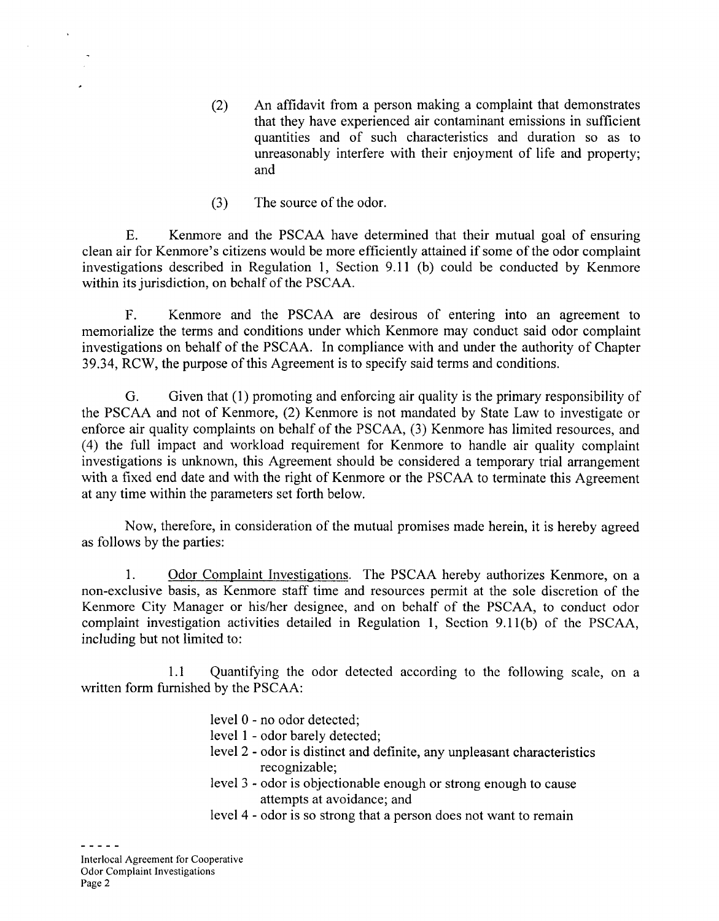(2) An affidavit from a person making a complaint that demonstrates that they have experienced air contaminant emissions in sufficient quantities and of such characteristics and duration so as to unreasonably interfere with their enjoyment of life and property; and

(3) The source of the odor.

E. Kenmore and the PSCAA have determined that their mutual goal of ensuring clean air for Kenmore's citizens would be more efficiently attained if some of the odor complaint investigations described in Regulation 1, Section 9.11 (b) could be conducted by Kenmore within its jurisdiction, on behalf of the PSCAA.

F. Kenmore and the PSCAA are desirous of entering into an agreement to memorialize the terms and conditions under which Kenmore may conduct said odor complaint investigations on behalf of the PSCAA. In compliance with and under the authority of Chapter 39.34, RCW, the purpose of this Agreement is to specify said terms and conditions.

G. Given that (1) promoting and enforcing air quality is the primary responsibility of the PSCAA and not of Kenmore, (2) Kenmore is not mandated by State Law to investigate or enforce air quality complaints on behalf of the PSCAA, (3) Kenmore has limited resources, and (4) the full impact and workload requirement for Kenmore to handle air quality complaint investigations is unknown, this Agreement should be considered a temporary trial arrangement with a fixed end date and with the right of Kenmore or the PSCAA to terminate this Agreement at any time within the parameters set forth below.

Now, therefore, in consideration of the mutual promises made herein, it is hereby agreed as follows by the parties:

1. Odor Complaint Investigations. The PSCAA hereby authorizes Kenmore, on a non-exclusive basis, as Kenmore staff time and resources permit at the sole discretion of the Kenmore City Manager or his/her designee, and on behalf of the PSCAA, to conduct odor complaint investigation activities detailed in Regulation 1, Section 9.11(b) of the PSCAA, including but not limited to:

1.1 Quantifying the odor detected according to the following scale, on a written form furnished by the PSCAA:

- level 0 - no odor detected;
- level 1 - odor barely detected;
- level 2 - odor is distinct and definite, any unpleasant characteristics recognizable;
- level 3 - odor is objectionable enough or strong enough to cause attempts at avoidance; and
- level 4 - odor is so strong that a person does not want to remain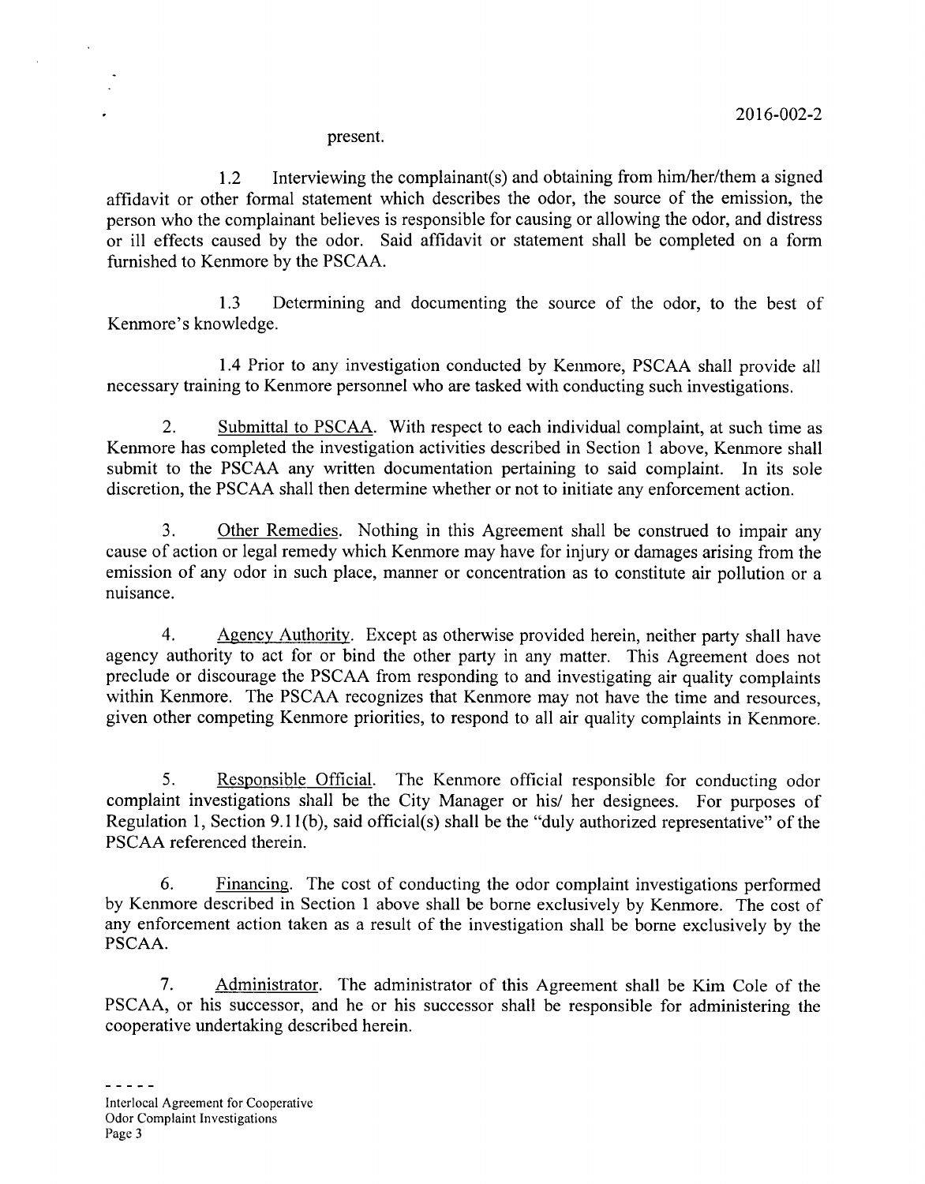present.

1.2 Interviewing the complainant(s) and obtaining from him/her/them a signed affidavit or other formal statement which describes the odor, the source of the emission, the person who the complainant believes is responsible for causing or allowing the odor, and distress or ill effects caused by the odor. Said affidavit or statement shall be completed on a form furnished to Kenmore by the PSCAA.

1.3 Determining and documenting the source of the odor, to the best of Kenmore's knowledge.

1.4 Prior to any investigation conducted by Kenmore, PSCAA shall provide all necessary training to Kenmore personnel who are tasked with conducting such investigations.

2. Submittal to PSCAA. With respect to each individual complaint, at such time as Kenmore has completed the investigation activities described in Section 1 above, Kenmore shall submit to the PSCAA any written documentation pertaining to said complaint. In its sole discretion, the PSCAA shall then determine whether or not to initiate any enforcement action.

3. Other Remedies. Nothing in this Agreement shall be construed to impair any cause of action or legal remedy which Kenmore may have for injury or damages arising from the emission of any odor in such place, manner or concentration as to constitute air pollution or a nuisance.

4. Agency Authority. Except as otherwise provided herein, neither party shall have agency authority to act for or bind the other party in any matter. This Agreement does not preclude or discourage the PSCAA from responding to and investigating air quality complaints within Kenmore. The PSCAA recognizes that Kenmore may not have the time and resources, given other competing Kenmore priorities, to respond to all air quality complaints in Kenmore.

5. Responsible Official. The Kenmore official responsible for conducting odor complaint investigations shall be the City Manager or his/ her designees. For purposes of Regulation 1, Section 9.11(b), said official(s) shall be the "duly authorized representative" of the PSCAA referenced therein.

6. Financing. The cost of conducting the odor complaint investigations performed by Kenmore described in Section 1 above shall be borne exclusively by Kenmore. The cost of any enforcement action taken as a result of the investigation shall be borne exclusively by the PSCAA.

7. Administrator. The administrator of this Agreement shall be Kim Cole of the PSCAA, or his successor, and he or his successor shall be responsible for administering the cooperative undertaking described herein.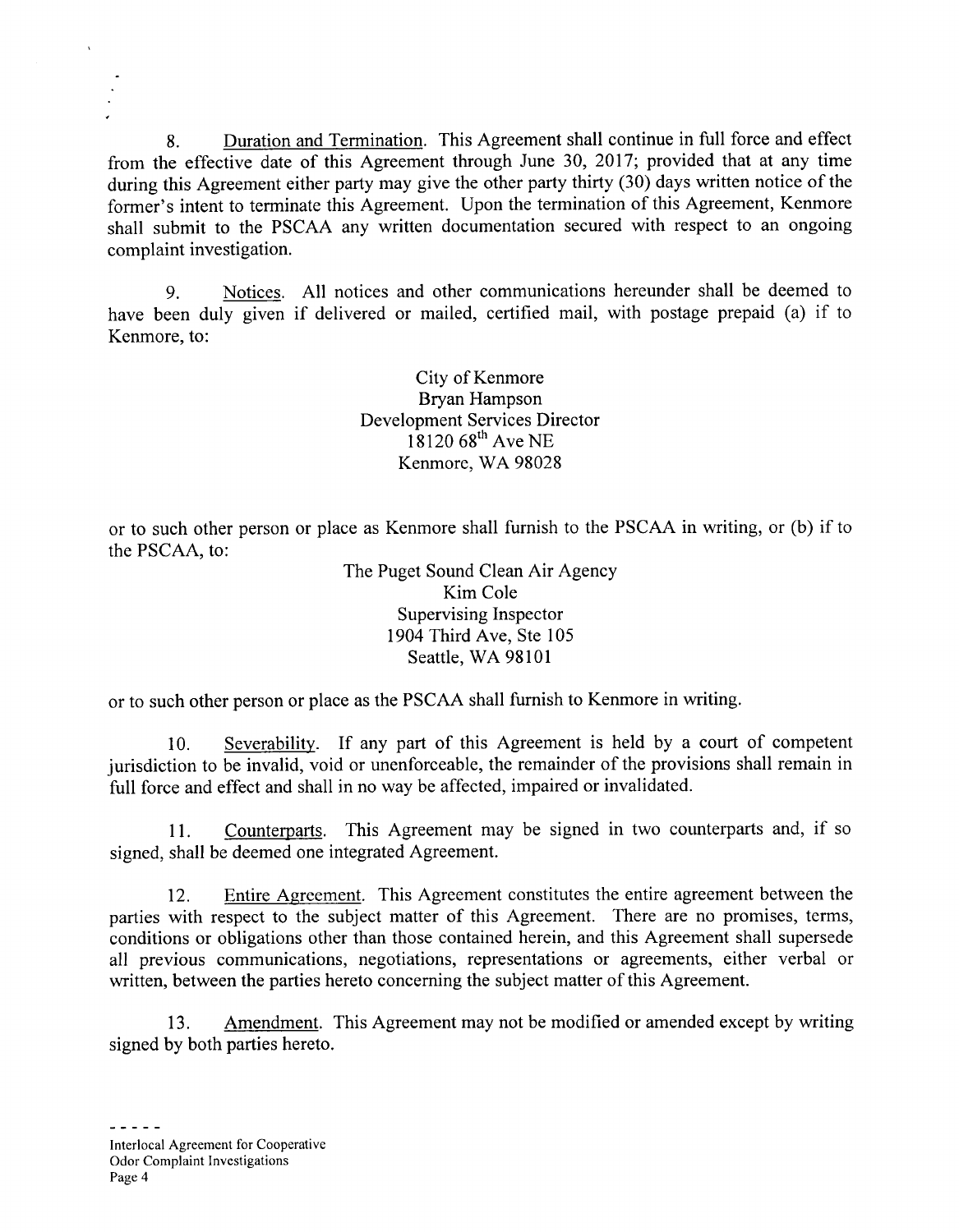8. Duration and Termination. This Agreement shall continue in full force and effect from the effective date of this Agreement through June 30, 2017; provided that at any time during this Agreement either party may give the other party thirty (30) days written notice of the former's intent to terminate this Agreement. Upon the termination of this Agreement, Kenmore shall submit to the PSCAA any written documentation secured with respect to an ongoing complaint investigation.

9. Notices. All notices and other communications hereunder shall be deemed to have been duly given if delivered or mailed, certified mail, with postage prepaid (a) if to Kenmore, to:

City of Kenmore
Bryan Hampson
Development Services Director
18120 68th Ave NE
Kenmore, WA 98028

or to such other person or place as Kenmore shall furnish to the PSCAA in writing, or (b) if to the PSCAA, to:

The Puget Sound Clean Air Agency
Kim Cole
Supervising Inspector
1904 Third Ave, Ste 105
Seattle, WA 98101

or to such other person or place as the PSCAA shall furnish to Kenmore in writing.

10. Severability. If any part of this Agreement is held by a court of competent jurisdiction to be invalid, void or unenforceable, the remainder of the provisions shall remain in full force and effect and shall in no way be affected, impaired or invalidated.

11. Counterparts. This Agreement may be signed in two counterparts and, if so signed, shall be deemed one integrated Agreement.

12. Entire Agreement. This Agreement constitutes the entire agreement between the parties with respect to the subject matter of this Agreement. There are no promises, terms, conditions or obligations other than those contained herein, and this Agreement shall supersede all previous communications, negotiations, representations or agreements, either verbal or written, between the parties hereto concerning the subject matter of this Agreement.

13. Amendment. This Agreement may not be modified or amended except by writing signed by both parties hereto.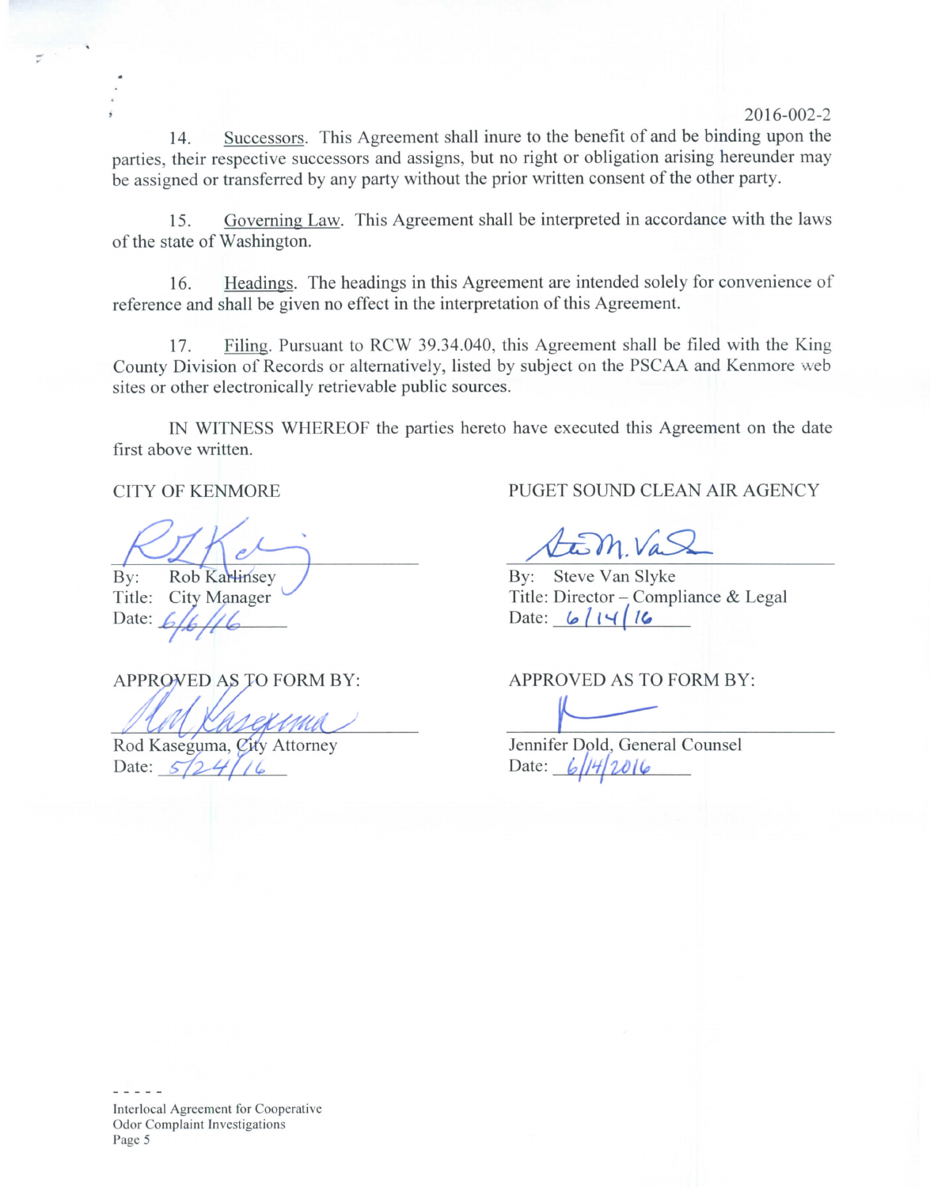2016-002-2

14. Successors. This Agreement shall inure to the benefit of and be binding upon the parties, their respective successors and assigns, but no right or obligation arising hereunder may be assigned or transferred by any party without the prior written consent of the other party.

15. Governing Law. This Agreement shall be interpreted in accordance with the laws of the state of Washington.

16. Headings. The headings in this Agreement are intended solely for convenience of reference and shall be given no effect in the interpretation of this Agreement.

17. Filing. Pursuant to RCW 39.34.040, this Agreement shall be filed with the King County Division of Records or alternatively, listed by subject on the PSCAA and Kenmore web sites or other electronically retrievable public sources.

IN WITNESS WHEREOF the parties hereto have executed this Agreement on the date first above written.

CITY OF KENMORE

By: Rob Karlinsey
Title: City Manager
Date: 6/6/16

APPROVED AS TO FORM BY:

Rod Kaseguma, City Attorney
Date: 5/24/16

PUGET SOUND CLEAN AIR AGENCY

By: Steve Van Slyke
Title: Director – Compliance & Legal
Date: 6/14/16

APPROVED AS TO FORM BY:

Jennifer Dold, General Counsel
Date: 6/14/2016

- - - - -
Interlocal Agreement for Cooperative Odor Complaint Investigations